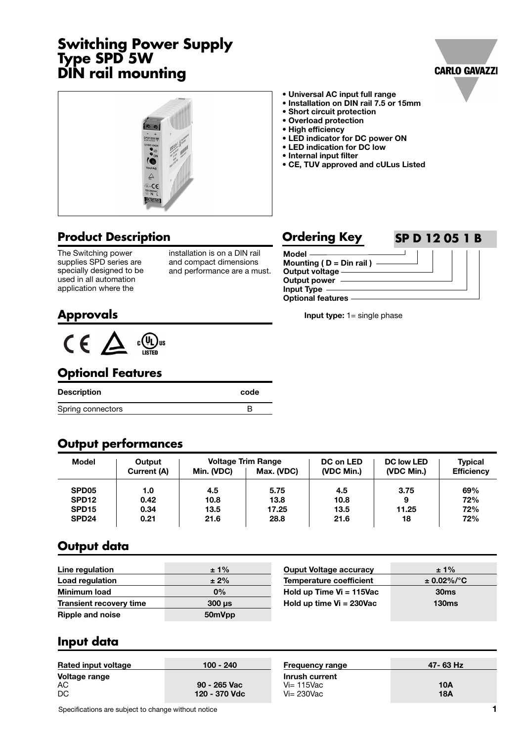# Switching Power Supply Type SPD 5W DIN rail mounting

- Universal AC input full range
- Installation on DIN rail 7.5 or 15mm
- Short circuit protection
- Overload protection
- High efficiency
- LED indicator for DC power ON
- LED indication for DC low
- Internal input filter
- CE, TUV approved and cULus Listed

## Product Description

The Switching power supplies SPD series are specially designed to be used in all automation application where the installation is on a DIN rail and compact dimensions and performance are a must.

## Ordering Key

**SP D 12 05 1 B**

- Model
- Mounting ( D = Din rail )
- Output voltage
- Output power
- Input Type
- Optional features

**Input type:** 1= single phase

## Approvals

CE, TUV, cULus LISTED

## Optional Features

| Description | code |
|---|---|
| Spring connectors | B |

## Output performances

| Model | Output Current (A) | Voltage Trim Range | | DC on LED (VDC Min.) | DC low LED (VDC Min.) | Typical Efficiency |
|---|---|---|---|---|---|---|
| | | Min. (VDC) | Max. (VDC) | | | |
| SPD05 | 1.0 | 4.5 | 5.75 | 4.5 | 3.75 | 69% |
| SPD12 | 0.42 | 10.8 | 13.8 | 10.8 | 9 | 72% |
| SPD15 | 0.34 | 13.5 | 17.25 | 13.5 | 11.25 | 72% |
| SPD24 | 0.21 | 21.6 | 28.8 | 21.6 | 18 | 72% |

## Output data

| | |
|---|---|
| Line regulation | ± 1% |
| Load regulation | ± 2% |
| Minimum load | 0% |
| Transient recovery time | 300 µs |
| Ripple and noise | 50mVpp |

| | |
|---|---|
| Ouput Voltage accuracy | ± 1% |
| Temperature coefficient | ± 0.02%/°C |
| Hold up Time Vi = 115Vac | 30ms |
| Hold up time Vi = 230Vac | 130ms |

## Input data

| | |
|---|---|
| Rated input voltage | 100 - 240 |
| Voltage range | |
| AC | 90 - 265 Vac |
| DC | 120 - 370 Vdc |

| | |
|---|---|
| Frequency range | 47- 63 Hz |
| Inrush current | |
| Vi= 115Vac | 10A |
| Vi= 230Vac | 18A |

Specifications are subject to change without notice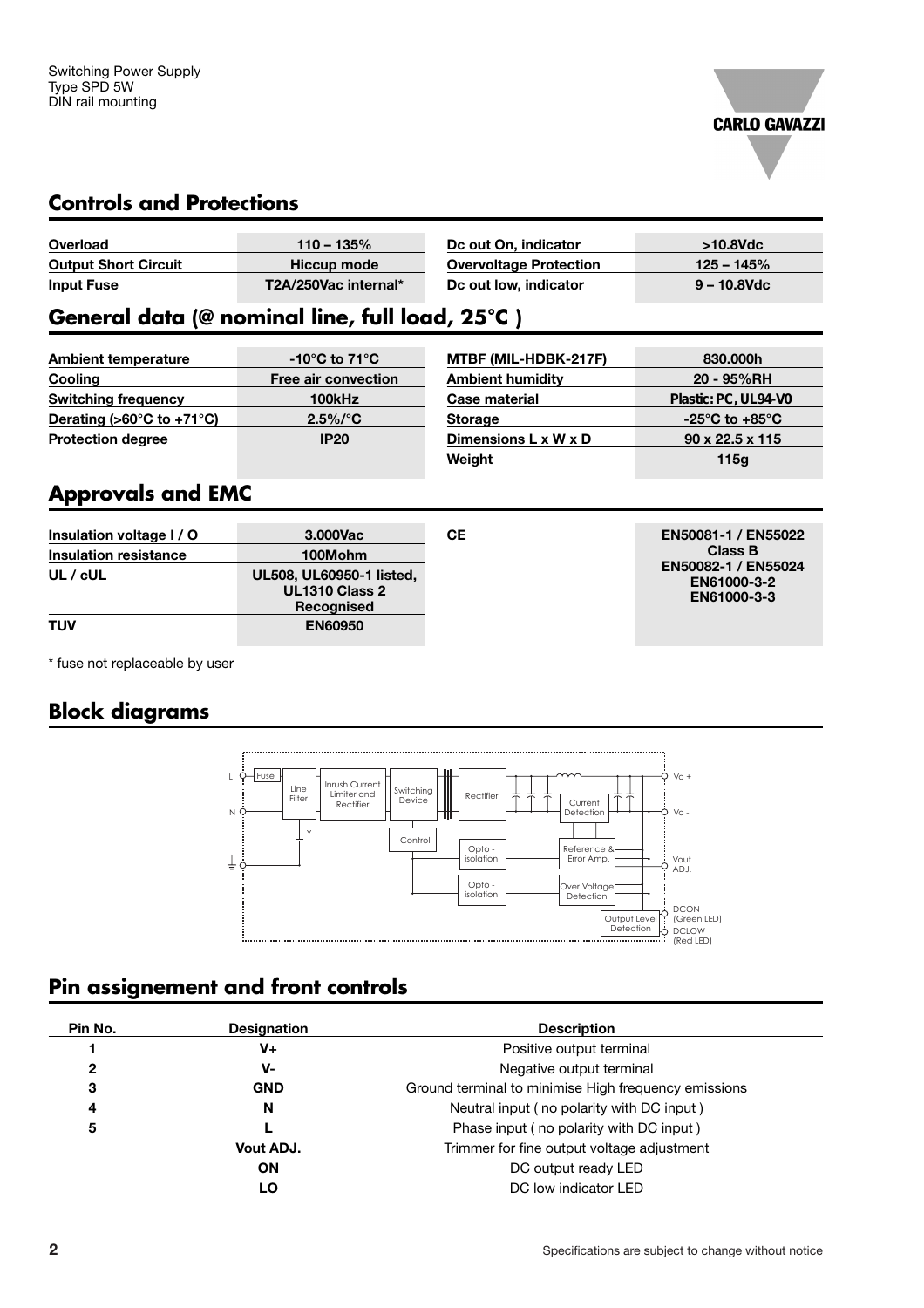## Controls and Protections

| | | | |
|---|---|---|---|
| **Overload** | **110 – 135%** | **Dc out On, indicator** | **>10.8Vdc** |
| **Output Short Circuit** | **Hiccup mode** | **Overvoltage Protection** | **125 – 145%** |
| **Input Fuse** | **T2A/250Vac internal*** | **Dc out low, indicator** | **9 – 10.8Vdc** |

## General data (@ nominal line, full load, 25°C )

| | | | |
|---|---|---|---|
| **Ambient temperature** | **-10°C to 71°C** | **MTBF (MIL-HDBK-217F)** | **830.000h** |
| **Cooling** | **Free air convection** | **Ambient humidity** | **20 - 95%RH** |
| **Switching frequency** | **100kHz** | **Case material** | **Plastic: PC, UL94-V0** |
| **Derating (>60°C to +71°C)** | **2.5%/°C** | **Storage** | **-25°C to +85°C** |
| **Protection degree** | **IP20** | **Dimensions L x W x D** | **90 x 22.5 x 115** |
| | | **Weight** | **115g** |

## Approvals and EMC

| | | | |
|---|---|---|---|
| **Insulation voltage I / O** | **3.000Vac** | **CE** | **EN50081-1 / EN55022 Class B EN50082-1 / EN55024 EN61000-3-2 EN61000-3-3** |
| **Insulation resistance** | **100Mohm** | | |
| **UL / cUL** | **UL508, UL60950-1 listed, UL1310 Class 2 Recognised** | | |
| **TUV** | **EN60950** | | |

* fuse not replaceable by user

## Block diagrams

L, N, Fuse, Line Filter, Y, Inrush Current Limiter and Rectifier, Switching Device, Control, Rectifier, Opto - isolation, Opto - isolation, Current Detection, Reference & Error Amp., Over Voltage Detection, Output Level Detection, Vo +, Vo -, Vout ADJ., DCON (Green LED), DCLOW (Red LED)

## Pin assignement and front controls

| Pin No. | Designation | Description |
|---|---|---|
| **1** | **V+** | Positive output terminal |
| **2** | **V-** | Negative output terminal |
| **3** | **GND** | Ground terminal to minimise High frequency emissions |
| **4** | **N** | Neutral input ( no polarity with DC input ) |
| **5** | **L** | Phase input ( no polarity with DC input ) |
| | **Vout ADJ.** | Trimmer for fine output voltage adjustment |
| | **ON** | DC output ready LED |
| | **LO** | DC low indicator LED |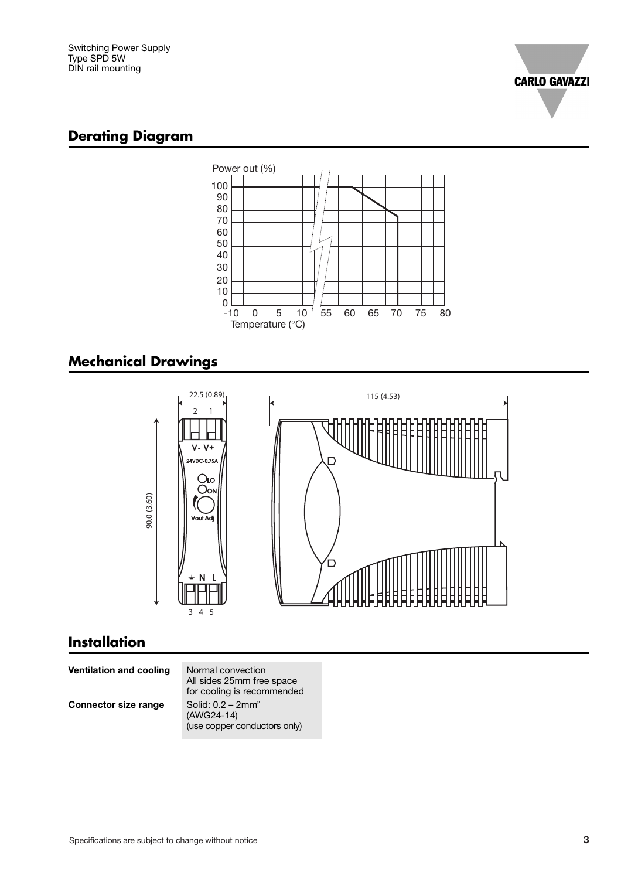Switching Power Supply
Type SPD 5W
DIN rail mounting

## Derating Diagram

Power out (%)
100
90
80
70
60
50
40
30
20
10
0
-10 0 5 10 55 60 65 70 75 80
Temperature (°C)

## Mechanical Drawings

22.5 (0.89)
2 1
V- V+
24VDC-0.75A
LO
ON
Vout Adj
90.0 (3.60)
⏚ N L
3 4 5
115 (4.53)

## Installation

| | |
|---|---|
| **Ventilation and cooling** | Normal convection<br>All sides 25mm free space for cooling is recommended |
| **Connector size range** | Solid: 0.2 – 2mm²<br>(AWG24-14)<br>(use copper conductors only) |